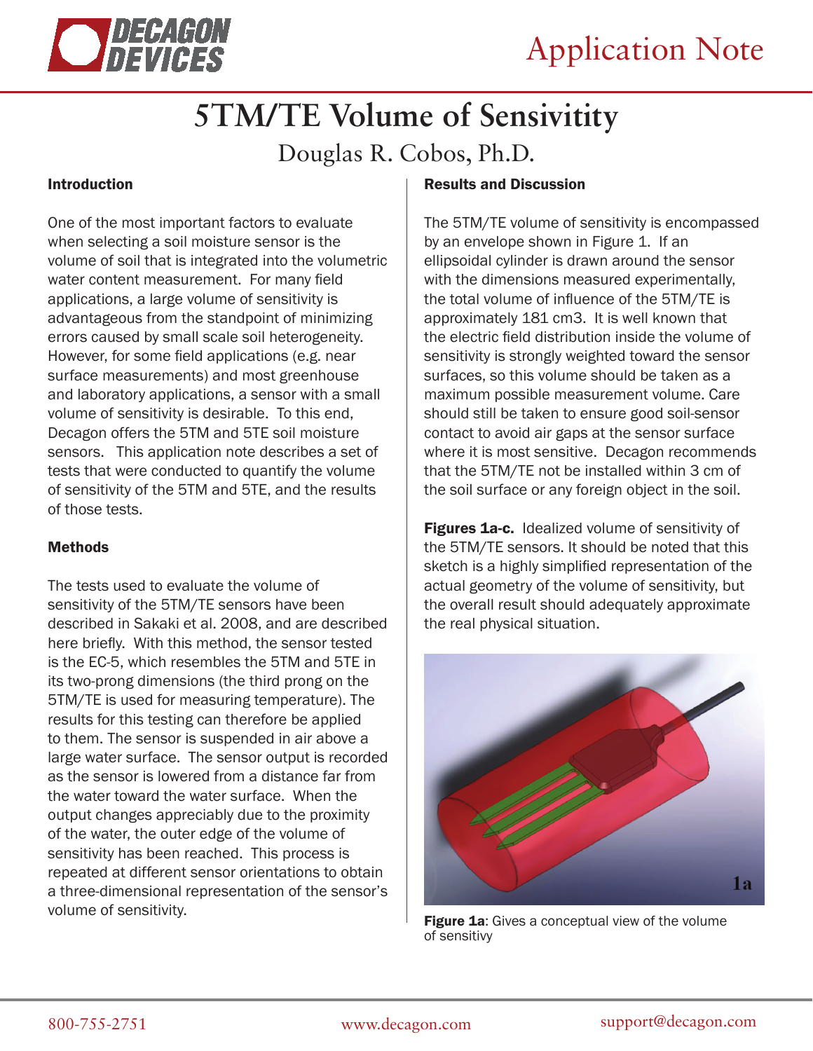# 5TM/TE Volume of Sensitivity

Douglas R. Cobos, Ph.D.

## Introduction

One of the most important factors to evaluate when selecting a soil moisture sensor is the volume of soil that is integrated into the volumetric water content measurement. For many field applications, a large volume of sensitivity is advantageous from the standpoint of minimizing errors caused by small scale soil heterogeneity. However, for some field applications (e.g. near surface measurements) and most greenhouse and laboratory applications, a sensor with a small volume of sensitivity is desirable. To this end, Decagon offers the 5TM and 5TE soil moisture sensors. This application note describes a set of tests that were conducted to quantify the volume of sensitivity of the 5TM and 5TE, and the results of those tests.

## Methods

The tests used to evaluate the volume of sensitivity of the 5TM/TE sensors have been described in Sakaki et al. 2008, and are described here briefly. With this method, the sensor tested is the EC-5, which resembles the 5TM and 5TE in its two-prong dimensions (the third prong on the 5TM/TE is used for measuring temperature). The results for this testing can therefore be applied to them. The sensor is suspended in air above a large water surface. The sensor output is recorded as the sensor is lowered from a distance far from the water toward the water surface. When the output changes appreciably due to the proximity of the water, the outer edge of the volume of sensitivity has been reached. This process is repeated at different sensor orientations to obtain a three-dimensional representation of the sensor's volume of sensitivity.

## Results and Discussion

The 5TM/TE volume of sensitivity is encompassed by an envelope shown in Figure 1. If an ellipsoidal cylinder is drawn around the sensor with the dimensions measured experimentally, the total volume of influence of the 5TM/TE is approximately 181 cm3. It is well known that the electric field distribution inside the volume of sensitivity is strongly weighted toward the sensor surfaces, so this volume should be taken as a maximum possible measurement volume. Care should still be taken to ensure good soil-sensor contact to avoid air gaps at the sensor surface where it is most sensitive. Decagon recommends that the 5TM/TE not be installed within 3 cm of the soil surface or any foreign object in the soil.

**Figures 1a-c.** Idealized volume of sensitivity of the 5TM/TE sensors. It should be noted that this sketch is a highly simplified representation of the actual geometry of the volume of sensitivity, but the overall result should adequately approximate the real physical situation.

**Figure 1a**: Gives a conceptual view of the volume of sensitivy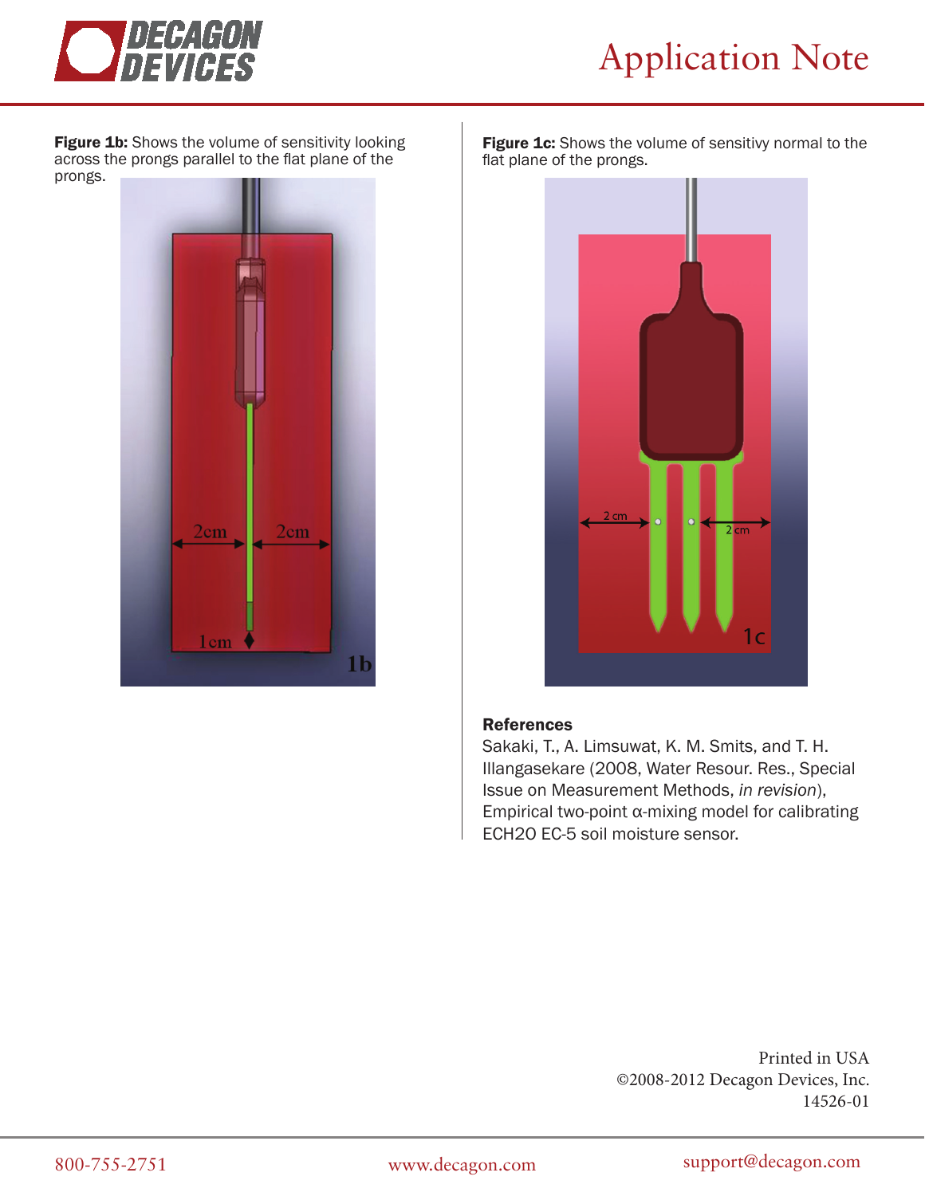**Figure 1b:** Shows the volume of sensitivity looking across the prongs parallel to the flat plane of the prongs.

2cm

2cm

1cm

1b

**Figure 1c:** Shows the volume of sensitivy normal to the flat plane of the prongs.

2 cm

2 cm

1c

### References

Sakaki, T., A. Limsuwat, K. M. Smits, and T. H. Illangasekare (2008, Water Resour. Res., Special Issue on Measurement Methods, *in revision*), Empirical two-point α-mixing model for calibrating ECH2O EC-5 soil moisture sensor.

Printed in USA
©2008-2012 Decagon Devices, Inc.
14526-01